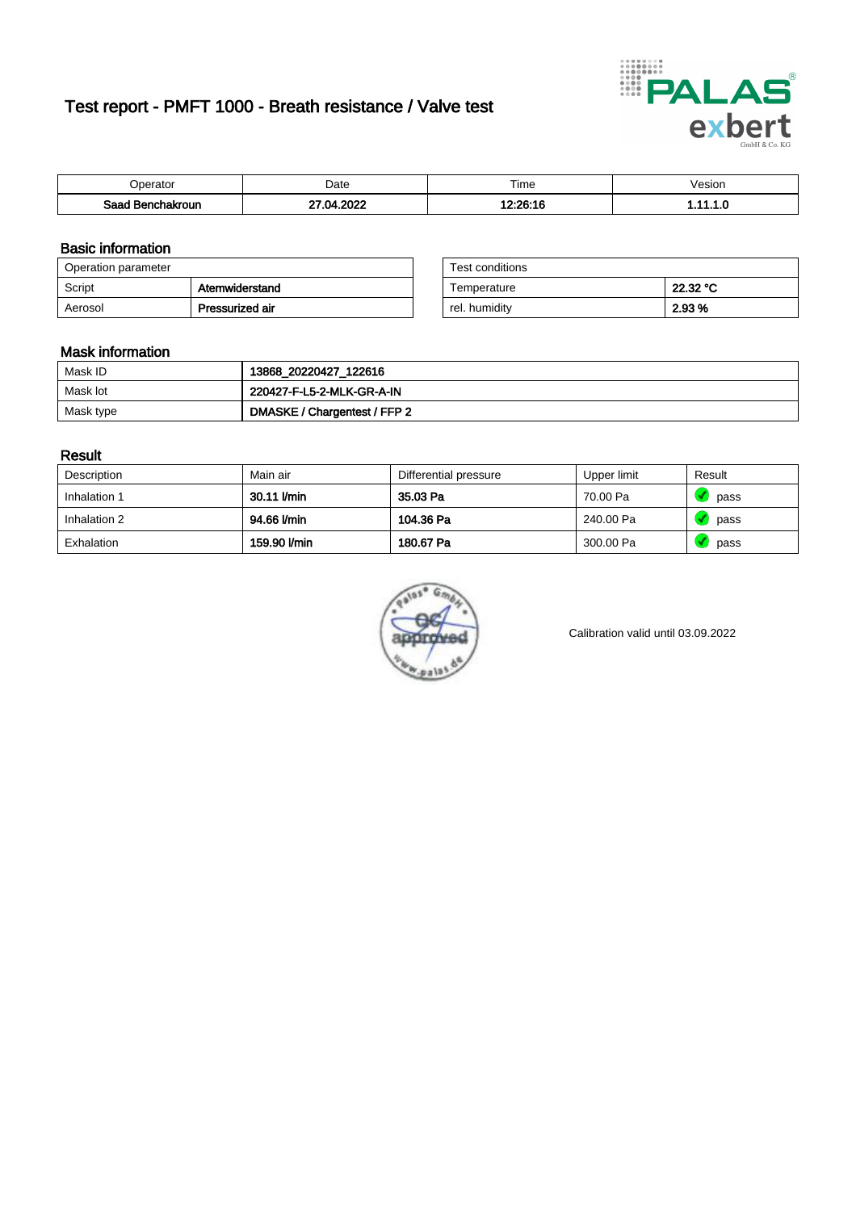# Test report - PMFT 1000 - Breath resistance / Valve test

| Operator | Date | Time | Vesion |
|---|---|---|---|
| **Saad Benchakroun** | **27.04.2022** | **12:26:16** | **1.11.1.0** |

## Basic information

| Operation parameter | |
|---|---|
| Script | **Atemwiderstand** |
| Aerosol | **Pressurized air** |

| Test conditions | |
|---|---|
| Temperature | **22.32 °C** |
| rel. humidity | **2.93 %** |

## Mask information

| | |
|---|---|
| Mask ID | **13868_20220427_122616** |
| Mask lot | **220427-F-L5-2-MLK-GR-A-IN** |
| Mask type | **DMASKE / Chargentest / FFP 2** |

## Result

| Description | Main air | Differential pressure | Upper limit | Result |
|---|---|---|---|---|
| Inhalation 1 | **30.11 l/min** | **35.03 Pa** | 70.00 Pa | pass |
| Inhalation 2 | **94.66 l/min** | **104.36 Pa** | 240.00 Pa | pass |
| Exhalation | **159.90 l/min** | **180.67 Pa** | 300.00 Pa | pass |

Calibration valid until 03.09.2022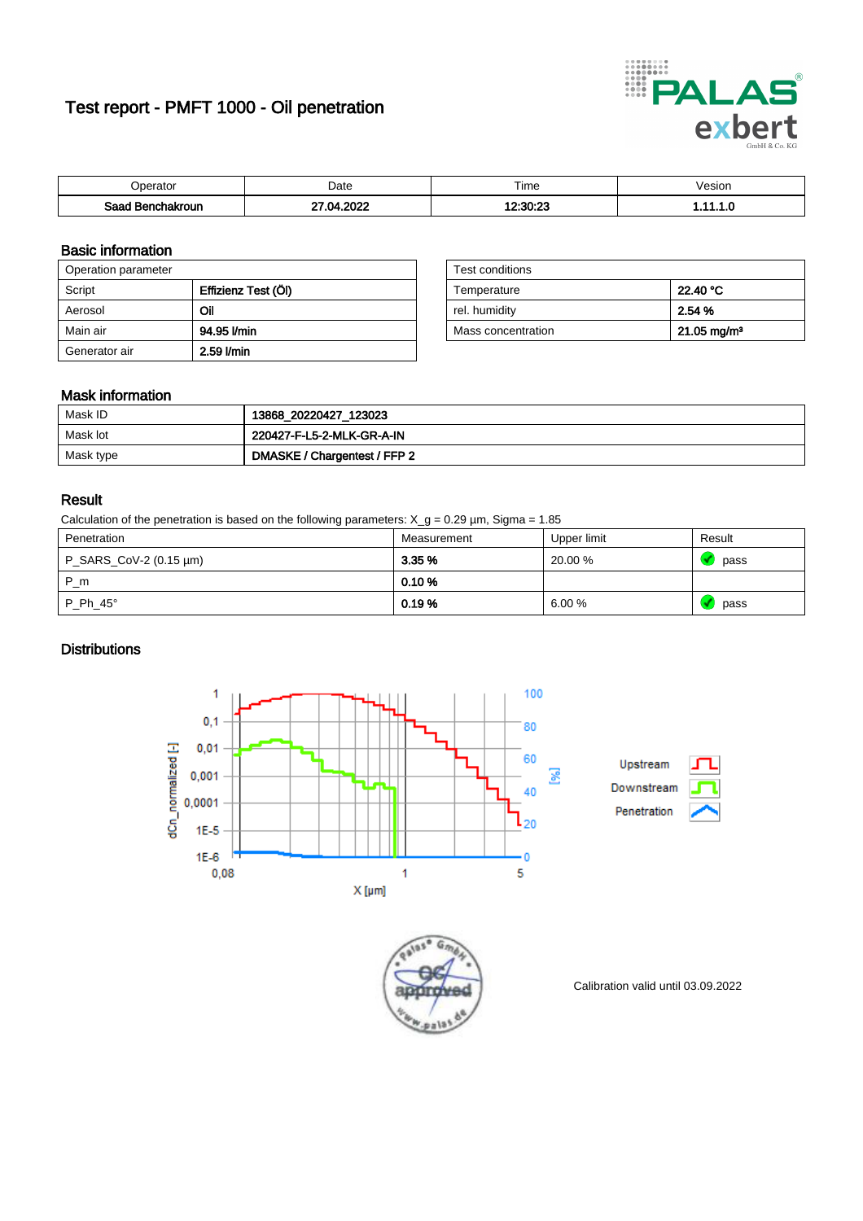# Test report - PMFT 1000 - Oil penetration

PALAS exbert GmbH & Co. KG

| Operator | Date | Time | Vesion |
|---|---|---|---|
| **Saad Benchakroun** | **27.04.2022** | **12:30:23** | **1.11.1.0** |

## Basic information

| Operation parameter | |
|---|---|
| Script | **Effizienz Test (Öl)** |
| Aerosol | **Oil** |
| Main air | **94.95 l/min** |
| Generator air | **2.59 l/min** |

| Test conditions | |
|---|---|
| Temperature | **22.40 °C** |
| rel. humidity | **2.54 %** |
| Mass concentration | **21.05 mg/m³** |

## Mask information

| | |
|---|---|
| Mask ID | **13868_20220427_123023** |
| Mask lot | **220427-F-L5-2-MLK-GR-A-IN** |
| Mask type | **DMASKE / Chargentest / FFP 2** |

## Result

Calculation of the penetration is based on the following parameters: $X_g = 0.29$ µm, Sigma = 1.85

| Penetration | Measurement | Upper limit | Result |
|---|---|---|---|
| P_SARS_CoV-2 (0.15 µm) | **3.35 %** | 20.00 % | pass |
| P_m | **0.10 %** | | |
| P_Ph_45° | **0.19 %** | 6.00 % | pass |

## Distributions

dCn_normalized [-]
1
0,1
0,01
0,001
0,0001
1E-5
1E-6
0,08
1
5
X [µm]
[%]
100
80
60
40
20
0
Upstream
Downstream
Penetration

QC approved
Palas® GmbH
www.palas.de

Calibration valid until 03.09.2022